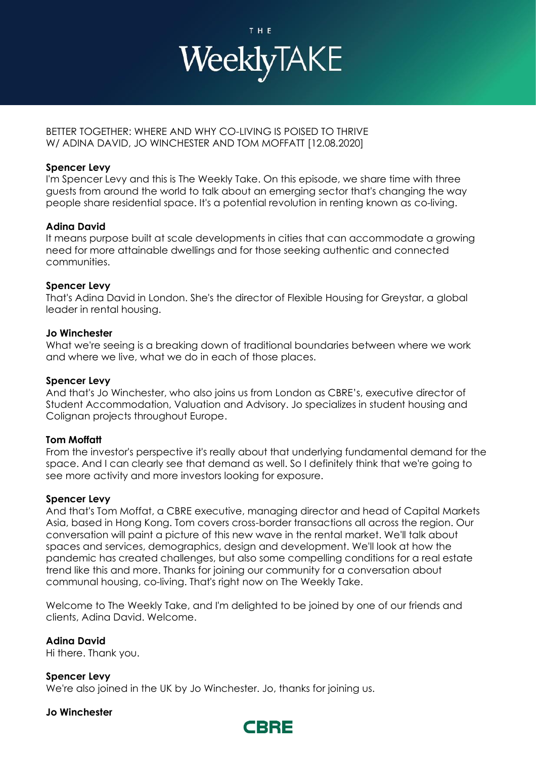# THE WeeklyTAKE

BETTER TOGETHER: WHERE AND WHY CO-LIVING IS POISED TO THRIVE
W/ ADINA DAVID, JO WINCHESTER AND TOM MOFFATT [12.08.2020]

**Spencer Levy**
I'm Spencer Levy and this is The Weekly Take. On this episode, we share time with three guests from around the world to talk about an emerging sector that's changing the way people share residential space. It's a potential revolution in renting known as co-living.

**Adina David**
It means purpose built at scale developments in cities that can accommodate a growing need for more attainable dwellings and for those seeking authentic and connected communities.

**Spencer Levy**
That's Adina David in London. She's the director of Flexible Housing for Greystar, a global leader in rental housing.

**Jo Winchester**
What we're seeing is a breaking down of traditional boundaries between where we work and where we live, what we do in each of those places.

**Spencer Levy**
And that's Jo Winchester, who also joins us from London as CBRE's, executive director of Student Accommodation, Valuation and Advisory. Jo specializes in student housing and Colignan projects throughout Europe.

**Tom Moffatt**
From the investor's perspective it's really about that underlying fundamental demand for the space. And I can clearly see that demand as well. So I definitely think that we're going to see more activity and more investors looking for exposure.

**Spencer Levy**
And that's Tom Moffat, a CBRE executive, managing director and head of Capital Markets Asia, based in Hong Kong. Tom covers cross-border transactions all across the region. Our conversation will paint a picture of this new wave in the rental market. We'll talk about spaces and services, demographics, design and development. We'll look at how the pandemic has created challenges, but also some compelling conditions for a real estate trend like this and more. Thanks for joining our community for a conversation about communal housing, co-living. That's right now on The Weekly Take.

Welcome to The Weekly Take, and I'm delighted to be joined by one of our friends and clients, Adina David. Welcome.

**Adina David**
Hi there. Thank you.

**Spencer Levy**
We're also joined in the UK by Jo Winchester. Jo, thanks for joining us.

**Jo Winchester**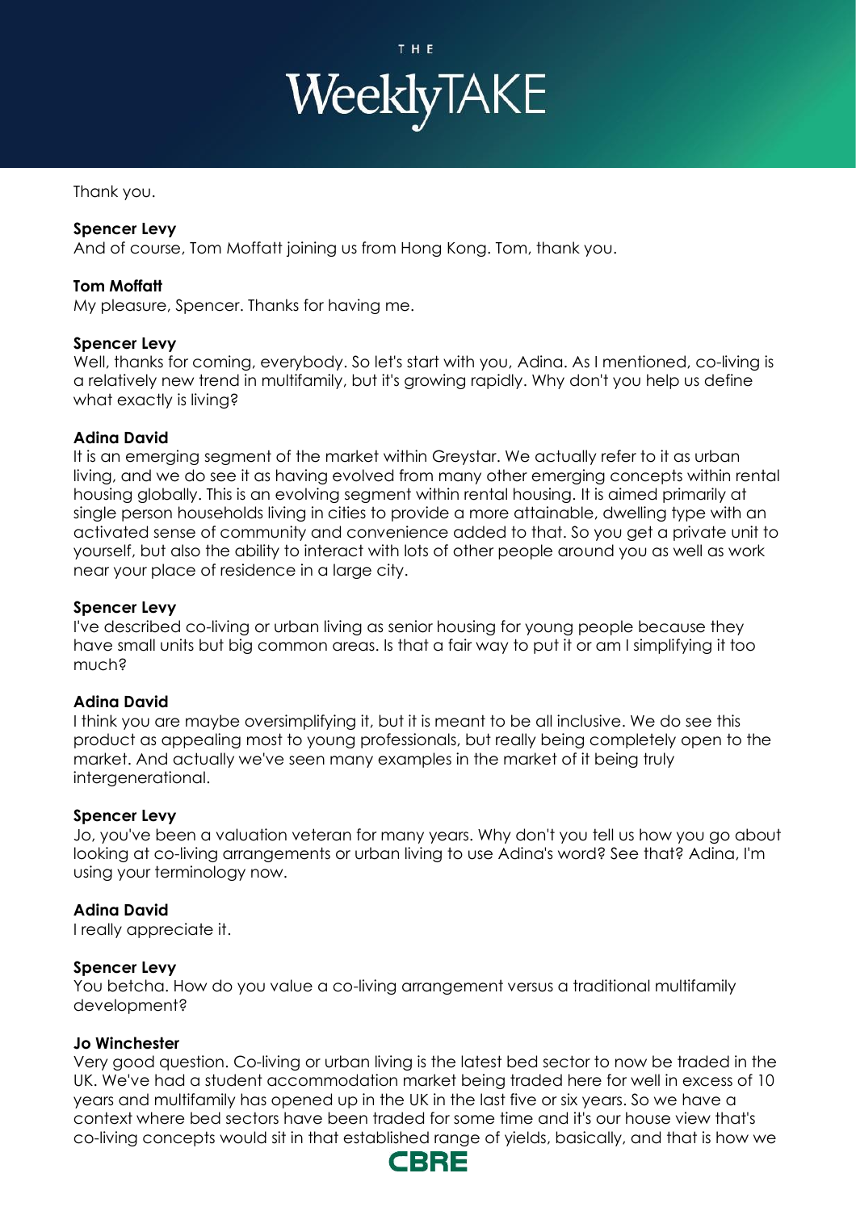Thank you.

**Spencer Levy**
And of course, Tom Moffatt joining us from Hong Kong. Tom, thank you.

**Tom Moffatt**
My pleasure, Spencer. Thanks for having me.

**Spencer Levy**
Well, thanks for coming, everybody. So let's start with you, Adina. As I mentioned, co-living is a relatively new trend in multifamily, but it's growing rapidly. Why don't you help us define what exactly is living?

**Adina David**
It is an emerging segment of the market within Greystar. We actually refer to it as urban living, and we do see it as having evolved from many other emerging concepts within rental housing globally. This is an evolving segment within rental housing. It is aimed primarily at single person households living in cities to provide a more attainable, dwelling type with an activated sense of community and convenience added to that. So you get a private unit to yourself, but also the ability to interact with lots of other people around you as well as work near your place of residence in a large city.

**Spencer Levy**
I've described co-living or urban living as senior housing for young people because they have small units but big common areas. Is that a fair way to put it or am I simplifying it too much?

**Adina David**
I think you are maybe oversimplifying it, but it is meant to be all inclusive. We do see this product as appealing most to young professionals, but really being completely open to the market. And actually we've seen many examples in the market of it being truly intergenerational.

**Spencer Levy**
Jo, you've been a valuation veteran for many years. Why don't you tell us how you go about looking at co-living arrangements or urban living to use Adina's word? See that? Adina, I'm using your terminology now.

**Adina David**
I really appreciate it.

**Spencer Levy**
You betcha. How do you value a co-living arrangement versus a traditional multifamily development?

**Jo Winchester**
Very good question. Co-living or urban living is the latest bed sector to now be traded in the UK. We've had a student accommodation market being traded here for well in excess of 10 years and multifamily has opened up in the UK in the last five or six years. So we have a context where bed sectors have been traded for some time and it's our house view that's co-living concepts would sit in that established range of yields, basically, and that is how we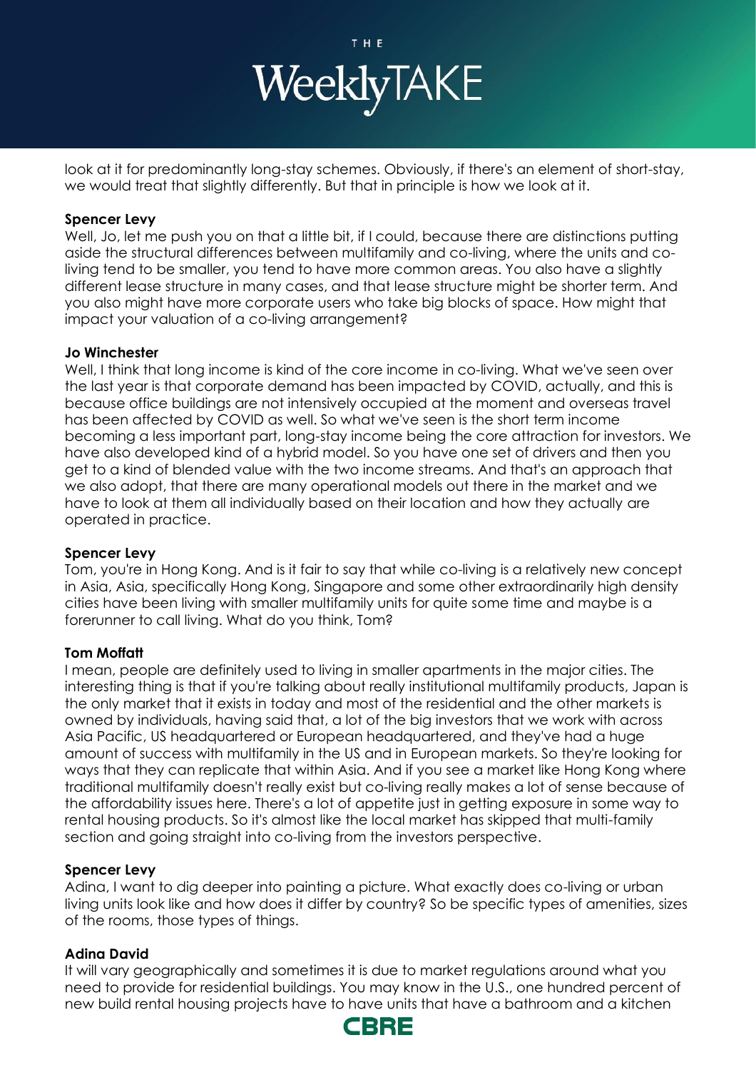look at it for predominantly long-stay schemes. Obviously, if there's an element of short-stay, we would treat that slightly differently. But that in principle is how we look at it.

**Spencer Levy**
Well, Jo, let me push you on that a little bit, if I could, because there are distinctions putting aside the structural differences between multifamily and co-living, where the units and co-living tend to be smaller, you tend to have more common areas. You also have a slightly different lease structure in many cases, and that lease structure might be shorter term. And you also might have more corporate users who take big blocks of space. How might that impact your valuation of a co-living arrangement?

**Jo Winchester**
Well, I think that long income is kind of the core income in co-living. What we've seen over the last year is that corporate demand has been impacted by COVID, actually, and this is because office buildings are not intensively occupied at the moment and overseas travel has been affected by COVID as well. So what we've seen is the short term income becoming a less important part, long-stay income being the core attraction for investors. We have also developed kind of a hybrid model. So you have one set of drivers and then you get to a kind of blended value with the two income streams. And that's an approach that we also adopt, that there are many operational models out there in the market and we have to look at them all individually based on their location and how they actually are operated in practice.

**Spencer Levy**
Tom, you're in Hong Kong. And is it fair to say that while co-living is a relatively new concept in Asia, Asia, specifically Hong Kong, Singapore and some other extraordinarily high density cities have been living with smaller multifamily units for quite some time and maybe is a forerunner to call living. What do you think, Tom?

**Tom Moffatt**
I mean, people are definitely used to living in smaller apartments in the major cities. The interesting thing is that if you're talking about really institutional multifamily products, Japan is the only market that it exists in today and most of the residential and the other markets is owned by individuals, having said that, a lot of the big investors that we work with across Asia Pacific, US headquartered or European headquartered, and they've had a huge amount of success with multifamily in the US and in European markets. So they're looking for ways that they can replicate that within Asia. And if you see a market like Hong Kong where traditional multifamily doesn't really exist but co-living really makes a lot of sense because of the affordability issues here. There's a lot of appetite just in getting exposure in some way to rental housing products. So it's almost like the local market has skipped that multi-family section and going straight into co-living from the investors perspective.

**Spencer Levy**
Adina, I want to dig deeper into painting a picture. What exactly does co-living or urban living units look like and how does it differ by country? So be specific types of amenities, sizes of the rooms, those types of things.

**Adina David**
It will vary geographically and sometimes it is due to market regulations around what you need to provide for residential buildings. You may know in the U.S., one hundred percent of new build rental housing projects have to have units that have a bathroom and a kitchen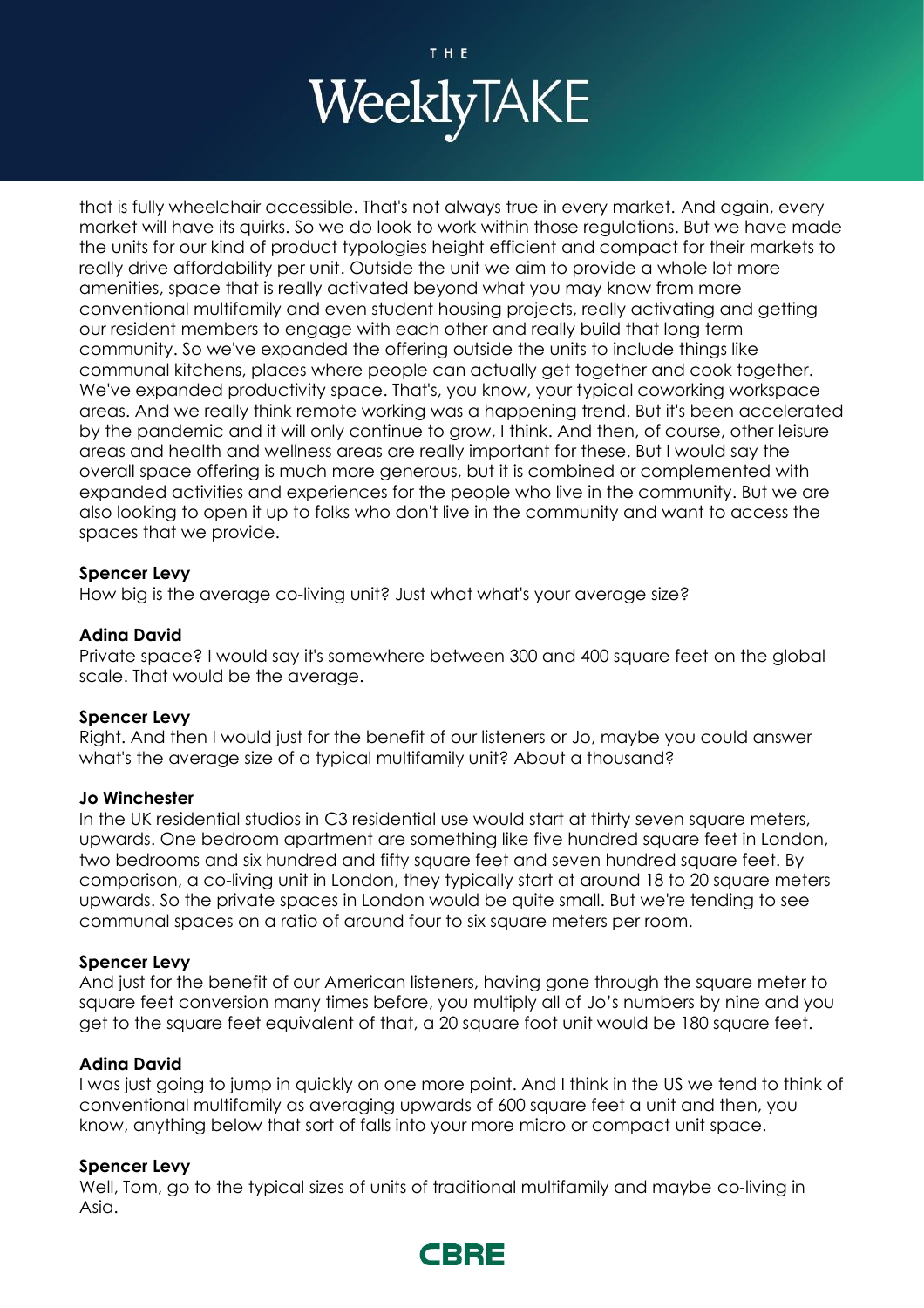that is fully wheelchair accessible. That's not always true in every market. And again, every market will have its quirks. So we do look to work within those regulations. But we have made the units for our kind of product typologies height efficient and compact for their markets to really drive affordability per unit. Outside the unit we aim to provide a whole lot more amenities, space that is really activated beyond what you may know from more conventional multifamily and even student housing projects, really activating and getting our resident members to engage with each other and really build that long term community. So we've expanded the offering outside the units to include things like communal kitchens, places where people can actually get together and cook together. We've expanded productivity space. That's, you know, your typical coworking workspace areas. And we really think remote working was a happening trend. But it's been accelerated by the pandemic and it will only continue to grow, I think. And then, of course, other leisure areas and health and wellness areas are really important for these. But I would say the overall space offering is much more generous, but it is combined or complemented with expanded activities and experiences for the people who live in the community. But we are also looking to open it up to folks who don't live in the community and want to access the spaces that we provide.

**Spencer Levy**
How big is the average co-living unit? Just what what's your average size?

**Adina David**
Private space? I would say it's somewhere between 300 and 400 square feet on the global scale. That would be the average.

**Spencer Levy**
Right. And then I would just for the benefit of our listeners or Jo, maybe you could answer what's the average size of a typical multifamily unit? About a thousand?

**Jo Winchester**
In the UK residential studios in C3 residential use would start at thirty seven square meters, upwards. One bedroom apartment are something like five hundred square feet in London, two bedrooms and six hundred and fifty square feet and seven hundred square feet. By comparison, a co-living unit in London, they typically start at around 18 to 20 square meters upwards. So the private spaces in London would be quite small. But we're tending to see communal spaces on a ratio of around four to six square meters per room.

**Spencer Levy**
And just for the benefit of our American listeners, having gone through the square meter to square feet conversion many times before, you multiply all of Jo's numbers by nine and you get to the square feet equivalent of that, a 20 square foot unit would be 180 square feet.

**Adina David**
I was just going to jump in quickly on one more point. And I think in the US we tend to think of conventional multifamily as averaging upwards of 600 square feet a unit and then, you know, anything below that sort of falls into your more micro or compact unit space.

**Spencer Levy**
Well, Tom, go to the typical sizes of units of traditional multifamily and maybe co-living in Asia.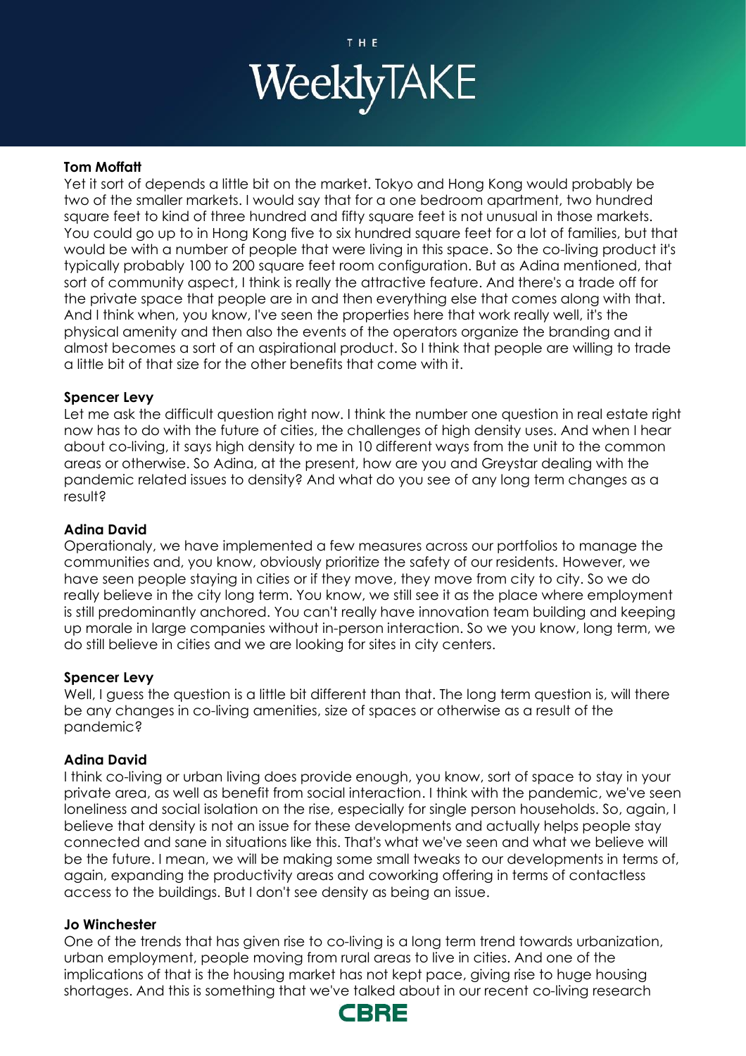**Tom Moffatt**
Yet it sort of depends a little bit on the market. Tokyo and Hong Kong would probably be two of the smaller markets. I would say that for a one bedroom apartment, two hundred square feet to kind of three hundred and fifty square feet is not unusual in those markets. You could go up to in Hong Kong five to six hundred square feet for a lot of families, but that would be with a number of people that were living in this space. So the co-living product it's typically probably 100 to 200 square feet room configuration. But as Adina mentioned, that sort of community aspect, I think is really the attractive feature. And there's a trade off for the private space that people are in and then everything else that comes along with that. And I think when, you know, I've seen the properties here that work really well, it's the physical amenity and then also the events of the operators organize the branding and it almost becomes a sort of an aspirational product. So I think that people are willing to trade a little bit of that size for the other benefits that come with it.

**Spencer Levy**
Let me ask the difficult question right now. I think the number one question in real estate right now has to do with the future of cities, the challenges of high density uses. And when I hear about co-living, it says high density to me in 10 different ways from the unit to the common areas or otherwise. So Adina, at the present, how are you and Greystar dealing with the pandemic related issues to density? And what do you see of any long term changes as a result?

**Adina David**
Operationaly, we have implemented a few measures across our portfolios to manage the communities and, you know, obviously prioritize the safety of our residents. However, we have seen people staying in cities or if they move, they move from city to city. So we do really believe in the city long term. You know, we still see it as the place where employment is still predominantly anchored. You can't really have innovation team building and keeping up morale in large companies without in-person interaction. So we you know, long term, we do still believe in cities and we are looking for sites in city centers.

**Spencer Levy**
Well, I guess the question is a little bit different than that. The long term question is, will there be any changes in co-living amenities, size of spaces or otherwise as a result of the pandemic?

**Adina David**
I think co-living or urban living does provide enough, you know, sort of space to stay in your private area, as well as benefit from social interaction. I think with the pandemic, we've seen loneliness and social isolation on the rise, especially for single person households. So, again, I believe that density is not an issue for these developments and actually helps people stay connected and sane in situations like this. That's what we've seen and what we believe will be the future. I mean, we will be making some small tweaks to our developments in terms of, again, expanding the productivity areas and coworking offering in terms of contactless access to the buildings. But I don't see density as being an issue.

**Jo Winchester**
One of the trends that has given rise to co-living is a long term trend towards urbanization, urban employment, people moving from rural areas to live in cities. And one of the implications of that is the housing market has not kept pace, giving rise to huge housing shortages. And this is something that we've talked about in our recent co-living research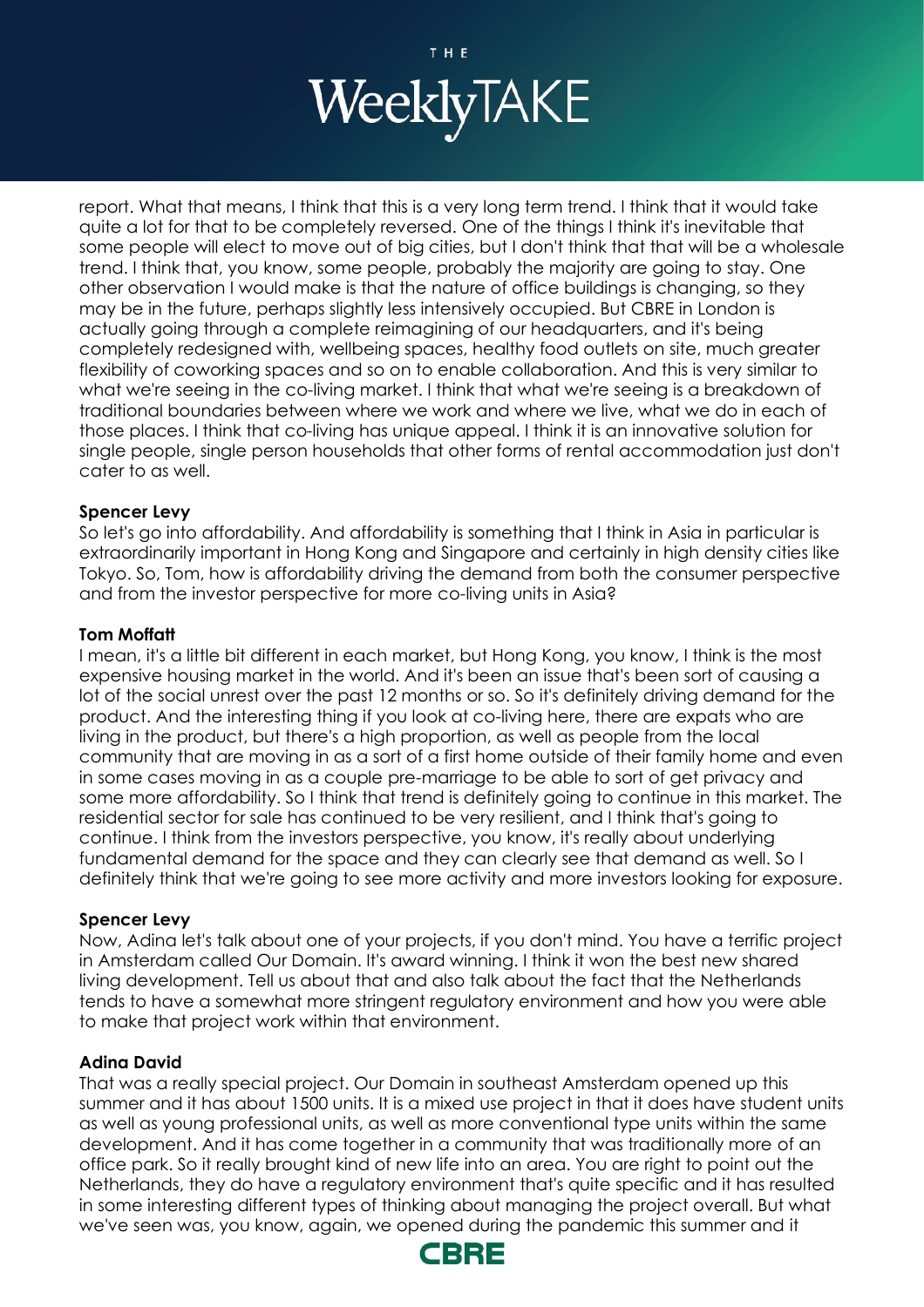report. What that means, I think that this is a very long term trend. I think that it would take quite a lot for that to be completely reversed. One of the things I think it's inevitable that some people will elect to move out of big cities, but I don't think that that will be a wholesale trend. I think that, you know, some people, probably the majority are going to stay. One other observation I would make is that the nature of office buildings is changing, so they may be in the future, perhaps slightly less intensively occupied. But CBRE in London is actually going through a complete reimagining of our headquarters, and it's being completely redesigned with, wellbeing spaces, healthy food outlets on site, much greater flexibility of coworking spaces and so on to enable collaboration. And this is very similar to what we're seeing in the co-living market. I think that what we're seeing is a breakdown of traditional boundaries between where we work and where we live, what we do in each of those places. I think that co-living has unique appeal. I think it is an innovative solution for single people, single person households that other forms of rental accommodation just don't cater to as well.

**Spencer Levy**
So let's go into affordability. And affordability is something that I think in Asia in particular is extraordinarily important in Hong Kong and Singapore and certainly in high density cities like Tokyo. So, Tom, how is affordability driving the demand from both the consumer perspective and from the investor perspective for more co-living units in Asia?

**Tom Moffatt**
I mean, it's a little bit different in each market, but Hong Kong, you know, I think is the most expensive housing market in the world. And it's been an issue that's been sort of causing a lot of the social unrest over the past 12 months or so. So it's definitely driving demand for the product. And the interesting thing if you look at co-living here, there are expats who are living in the product, but there's a high proportion, as well as people from the local community that are moving in as a sort of a first home outside of their family home and even in some cases moving in as a couple pre-marriage to be able to sort of get privacy and some more affordability. So I think that trend is definitely going to continue in this market. The residential sector for sale has continued to be very resilient, and I think that's going to continue. I think from the investors perspective, you know, it's really about underlying fundamental demand for the space and they can clearly see that demand as well. So I definitely think that we're going to see more activity and more investors looking for exposure.

**Spencer Levy**
Now, Adina let's talk about one of your projects, if you don't mind. You have a terrific project in Amsterdam called Our Domain. It's award winning. I think it won the best new shared living development. Tell us about that and also talk about the fact that the Netherlands tends to have a somewhat more stringent regulatory environment and how you were able to make that project work within that environment.

**Adina David**
That was a really special project. Our Domain in southeast Amsterdam opened up this summer and it has about 1500 units. It is a mixed use project in that it does have student units as well as young professional units, as well as more conventional type units within the same development. And it has come together in a community that was traditionally more of an office park. So it really brought kind of new life into an area. You are right to point out the Netherlands, they do have a regulatory environment that's quite specific and it has resulted in some interesting different types of thinking about managing the project overall. But what we've seen was, you know, again, we opened during the pandemic this summer and it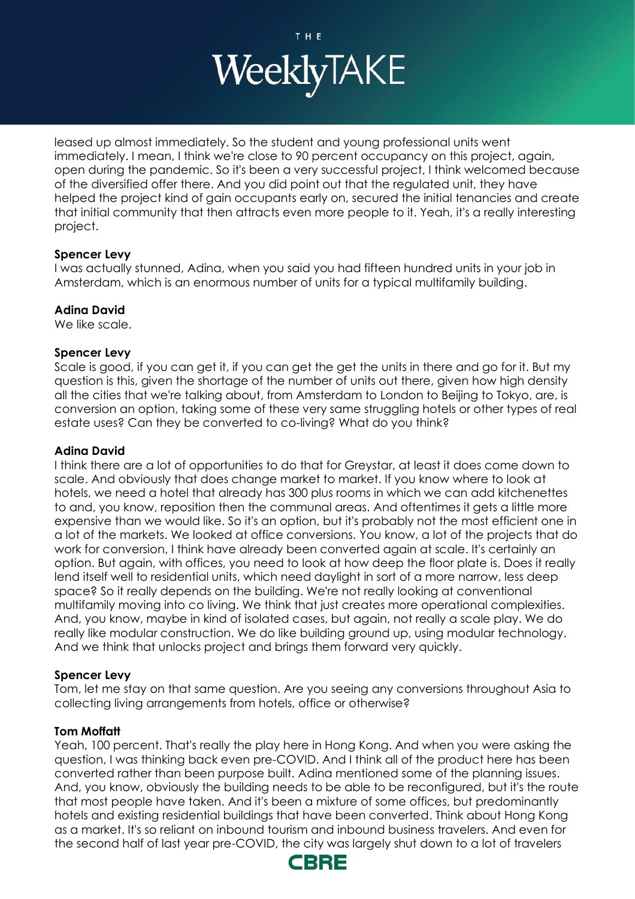leased up almost immediately. So the student and young professional units went immediately. I mean, I think we're close to 90 percent occupancy on this project, again, open during the pandemic. So it's been a very successful project, I think welcomed because of the diversified offer there. And you did point out that the regulated unit, they have helped the project kind of gain occupants early on, secured the initial tenancies and create that initial community that then attracts even more people to it. Yeah, it's a really interesting project.

**Spencer Levy**
I was actually stunned, Adina, when you said you had fifteen hundred units in your job in Amsterdam, which is an enormous number of units for a typical multifamily building.

**Adina David**
We like scale.

**Spencer Levy**
Scale is good, if you can get it, if you can get the get the units in there and go for it. But my question is this, given the shortage of the number of units out there, given how high density all the cities that we're talking about, from Amsterdam to London to Beijing to Tokyo, are, is conversion an option, taking some of these very same struggling hotels or other types of real estate uses? Can they be converted to co-living? What do you think?

**Adina David**
I think there are a lot of opportunities to do that for Greystar, at least it does come down to scale. And obviously that does change market to market. If you know where to look at hotels, we need a hotel that already has 300 plus rooms in which we can add kitchenettes to and, you know, reposition then the communal areas. And oftentimes it gets a little more expensive than we would like. So it's an option, but it's probably not the most efficient one in a lot of the markets. We looked at office conversions. You know, a lot of the projects that do work for conversion, I think have already been converted again at scale. It's certainly an option. But again, with offices, you need to look at how deep the floor plate is. Does it really lend itself well to residential units, which need daylight in sort of a more narrow, less deep space? So it really depends on the building. We're not really looking at conventional multifamily moving into co living. We think that just creates more operational complexities. And, you know, maybe in kind of isolated cases, but again, not really a scale play. We do really like modular construction. We do like building ground up, using modular technology. And we think that unlocks project and brings them forward very quickly.

**Spencer Levy**
Tom, let me stay on that same question. Are you seeing any conversions throughout Asia to collecting living arrangements from hotels, office or otherwise?

**Tom Moffatt**
Yeah, 100 percent. That's really the play here in Hong Kong. And when you were asking the question, I was thinking back even pre-COVID. And I think all of the product here has been converted rather than been purpose built. Adina mentioned some of the planning issues. And, you know, obviously the building needs to be able to be reconfigured, but it's the route that most people have taken. And it's been a mixture of some offices, but predominantly hotels and existing residential buildings that have been converted. Think about Hong Kong as a market. It's so reliant on inbound tourism and inbound business travelers. And even for the second half of last year pre-COVID, the city was largely shut down to a lot of travelers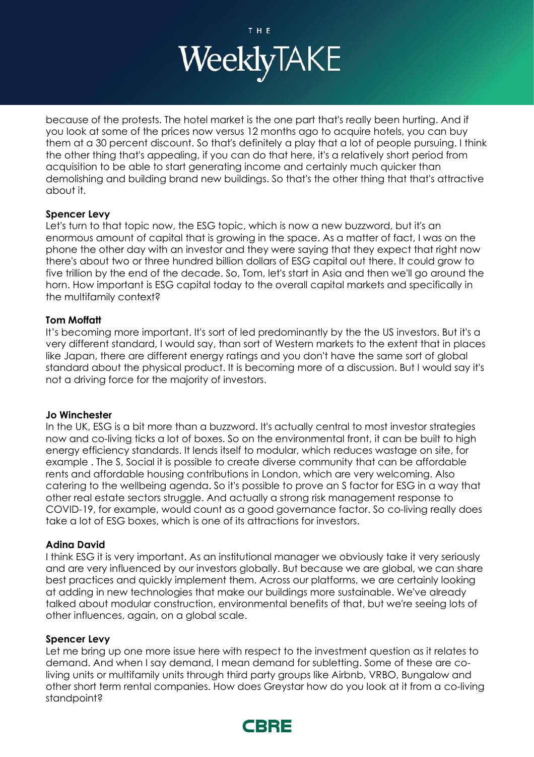because of the protests. The hotel market is the one part that's really been hurting. And if you look at some of the prices now versus 12 months ago to acquire hotels, you can buy them at a 30 percent discount. So that's definitely a play that a lot of people pursuing. I think the other thing that's appealing, if you can do that here, it's a relatively short period from acquisition to be able to start generating income and certainly much quicker than demolishing and building brand new buildings. So that's the other thing that that's attractive about it.

**Spencer Levy**
Let's turn to that topic now, the ESG topic, which is now a new buzzword, but it's an enormous amount of capital that is growing in the space. As a matter of fact, I was on the phone the other day with an investor and they were saying that they expect that right now there's about two or three hundred billion dollars of ESG capital out there. It could grow to five trillion by the end of the decade. So, Tom, let's start in Asia and then we'll go around the horn. How important is ESG capital today to the overall capital markets and specifically in the multifamily context?

**Tom Moffatt**
It's becoming more important. It's sort of led predominantly by the the US investors. But it's a very different standard, I would say, than sort of Western markets to the extent that in places like Japan, there are different energy ratings and you don't have the same sort of global standard about the physical product. It is becoming more of a discussion. But I would say it's not a driving force for the majority of investors.

**Jo Winchester**
In the UK, ESG is a bit more than a buzzword. It's actually central to most investor strategies now and co-living ticks a lot of boxes. So on the environmental front, it can be built to high energy efficiency standards. It lends itself to modular, which reduces wastage on site, for example . The S, Social it is possible to create diverse community that can be affordable rents and affordable housing contributions in London, which are very welcoming. Also catering to the wellbeing agenda. So it's possible to prove an S factor for ESG in a way that other real estate sectors struggle. And actually a strong risk management response to COVID-19, for example, would count as a good governance factor. So co-living really does take a lot of ESG boxes, which is one of its attractions for investors.

**Adina David**
I think ESG it is very important. As an institutional manager we obviously take it very seriously and are very influenced by our investors globally. But because we are global, we can share best practices and quickly implement them. Across our platforms, we are certainly looking at adding in new technologies that make our buildings more sustainable. We've already talked about modular construction, environmental benefits of that, but we're seeing lots of other influences, again, on a global scale.

**Spencer Levy**
Let me bring up one more issue here with respect to the investment question as it relates to demand. And when I say demand, I mean demand for subletting. Some of these are co-living units or multifamily units through third party groups like Airbnb, VRBO, Bungalow and other short term rental companies. How does Greystar how do you look at it from a co-living standpoint?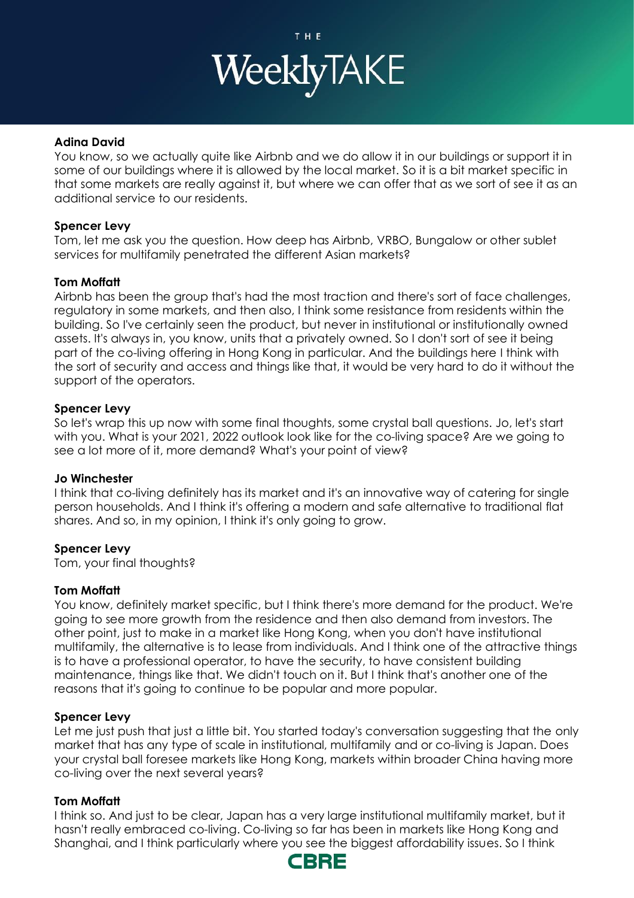**Adina David**
You know, so we actually quite like Airbnb and we do allow it in our buildings or support it in some of our buildings where it is allowed by the local market. So it is a bit market specific in that some markets are really against it, but where we can offer that as we sort of see it as an additional service to our residents.

**Spencer Levy**
Tom, let me ask you the question. How deep has Airbnb, VRBO, Bungalow or other sublet services for multifamily penetrated the different Asian markets?

**Tom Moffatt**
Airbnb has been the group that's had the most traction and there's sort of face challenges, regulatory in some markets, and then also, I think some resistance from residents within the building. So I've certainly seen the product, but never in institutional or institutionally owned assets. It's always in, you know, units that a privately owned. So I don't sort of see it being part of the co-living offering in Hong Kong in particular. And the buildings here I think with the sort of security and access and things like that, it would be very hard to do it without the support of the operators.

**Spencer Levy**
So let's wrap this up now with some final thoughts, some crystal ball questions. Jo, let's start with you. What is your 2021, 2022 outlook look like for the co-living space? Are we going to see a lot more of it, more demand? What's your point of view?

**Jo Winchester**
I think that co-living definitely has its market and it's an innovative way of catering for single person households. And I think it's offering a modern and safe alternative to traditional flat shares. And so, in my opinion, I think it's only going to grow.

**Spencer Levy**
Tom, your final thoughts?

**Tom Moffatt**
You know, definitely market specific, but I think there's more demand for the product. We're going to see more growth from the residence and then also demand from investors. The other point, just to make in a market like Hong Kong, when you don't have institutional multifamily, the alternative is to lease from individuals. And I think one of the attractive things is to have a professional operator, to have the security, to have consistent building maintenance, things like that. We didn't touch on it. But I think that's another one of the reasons that it's going to continue to be popular and more popular.

**Spencer Levy**
Let me just push that just a little bit. You started today's conversation suggesting that the only market that has any type of scale in institutional, multifamily and or co-living is Japan. Does your crystal ball foresee markets like Hong Kong, markets within broader China having more co-living over the next several years?

**Tom Moffatt**
I think so. And just to be clear, Japan has a very large institutional multifamily market, but it hasn't really embraced co-living. Co-living so far has been in markets like Hong Kong and Shanghai, and I think particularly where you see the biggest affordability issues. So I think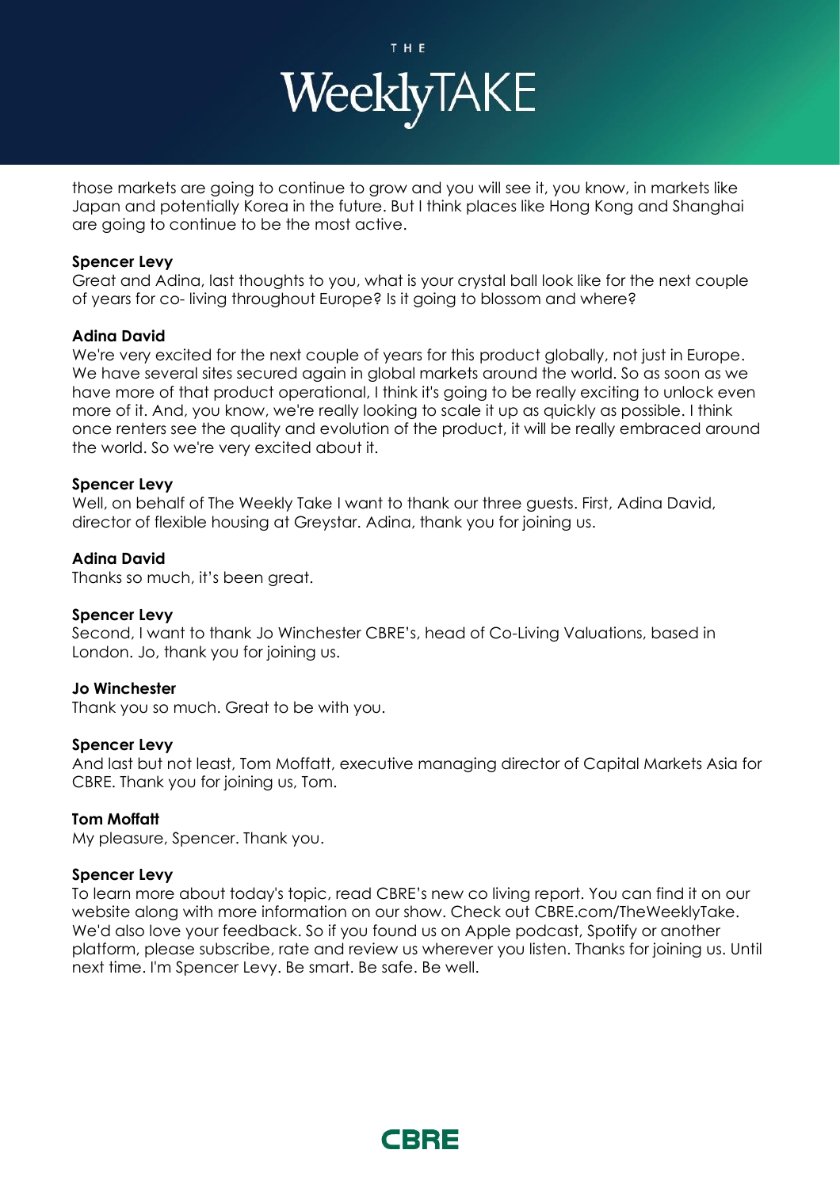those markets are going to continue to grow and you will see it, you know, in markets like Japan and potentially Korea in the future. But I think places like Hong Kong and Shanghai are going to continue to be the most active.

**Spencer Levy**
Great and Adina, last thoughts to you, what is your crystal ball look like for the next couple of years for co- living throughout Europe? Is it going to blossom and where?

**Adina David**
We're very excited for the next couple of years for this product globally, not just in Europe. We have several sites secured again in global markets around the world. So as soon as we have more of that product operational, I think it's going to be really exciting to unlock even more of it. And, you know, we're really looking to scale it up as quickly as possible. I think once renters see the quality and evolution of the product, it will be really embraced around the world. So we're very excited about it.

**Spencer Levy**
Well, on behalf of The Weekly Take I want to thank our three guests. First, Adina David, director of flexible housing at Greystar. Adina, thank you for joining us.

**Adina David**
Thanks so much, it's been great.

**Spencer Levy**
Second, I want to thank Jo Winchester CBRE's, head of Co-Living Valuations, based in London. Jo, thank you for joining us.

**Jo Winchester**
Thank you so much. Great to be with you.

**Spencer Levy**
And last but not least, Tom Moffatt, executive managing director of Capital Markets Asia for CBRE. Thank you for joining us, Tom.

**Tom Moffatt**
My pleasure, Spencer. Thank you.

**Spencer Levy**
To learn more about today's topic, read CBRE's new co living report. You can find it on our website along with more information on our show. Check out CBRE.com/TheWeeklyTake. We'd also love your feedback. So if you found us on Apple podcast, Spotify or another platform, please subscribe, rate and review us wherever you listen. Thanks for joining us. Until next time. I'm Spencer Levy. Be smart. Be safe. Be well.